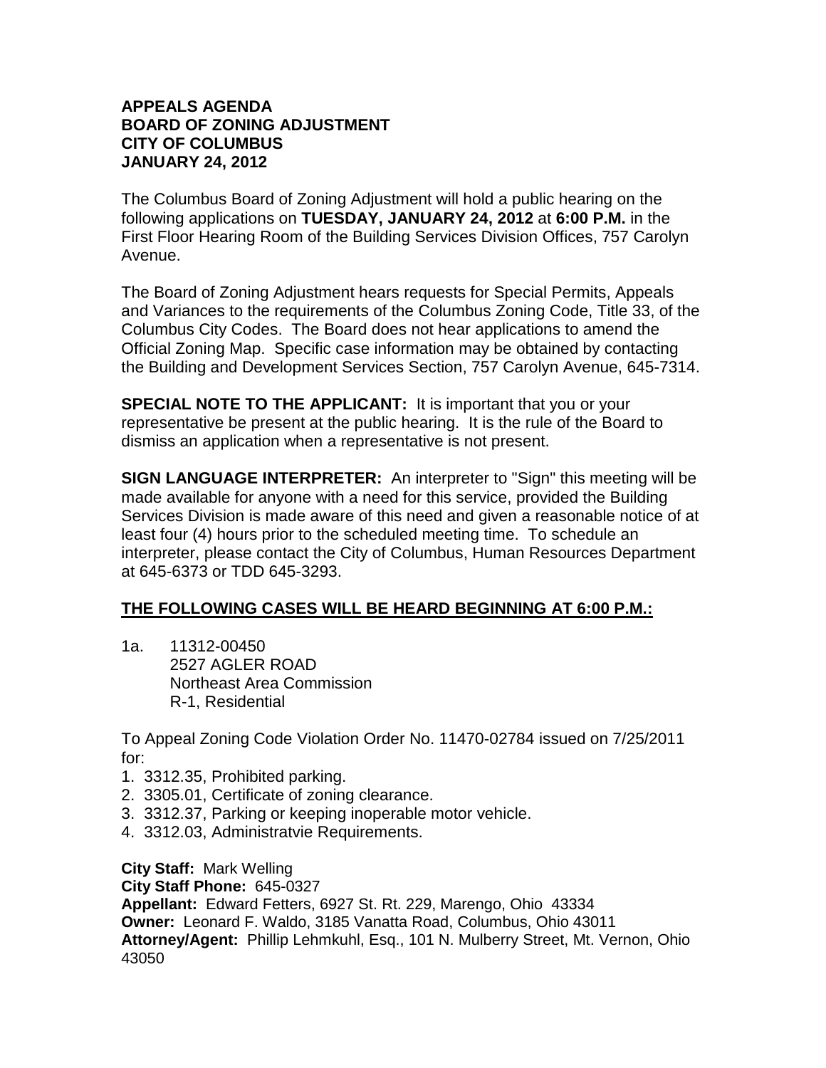**APPEALS AGENDA**
**BOARD OF ZONING ADJUSTMENT**
**CITY OF COLUMBUS**
**JANUARY 24, 2012**

The Columbus Board of Zoning Adjustment will hold a public hearing on the following applications on **TUESDAY, JANUARY 24, 2012** at **6:00 P.M.** in the First Floor Hearing Room of the Building Services Division Offices, 757 Carolyn Avenue.

The Board of Zoning Adjustment hears requests for Special Permits, Appeals and Variances to the requirements of the Columbus Zoning Code, Title 33, of the Columbus City Codes. The Board does not hear applications to amend the Official Zoning Map. Specific case information may be obtained by contacting the Building and Development Services Section, 757 Carolyn Avenue, 645-7314.

**SPECIAL NOTE TO THE APPLICANT:** It is important that you or your representative be present at the public hearing. It is the rule of the Board to dismiss an application when a representative is not present.

**SIGN LANGUAGE INTERPRETER:** An interpreter to "Sign" this meeting will be made available for anyone with a need for this service, provided the Building Services Division is made aware of this need and given a reasonable notice of at least four (4) hours prior to the scheduled meeting time. To schedule an interpreter, please contact the City of Columbus, Human Resources Department at 645-6373 or TDD 645-3293.

**THE FOLLOWING CASES WILL BE HEARD BEGINNING AT 6:00 P.M.:**

1a. 11312-00450
2527 AGLER ROAD
Northeast Area Commission
R-1, Residential

To Appeal Zoning Code Violation Order No. 11470-02784 issued on 7/25/2011 for:

1. 3312.35, Prohibited parking.
2. 3305.01, Certificate of zoning clearance.
3. 3312.37, Parking or keeping inoperable motor vehicle.
4. 3312.03, Administratvie Requirements.

**City Staff:** Mark Welling
**City Staff Phone:** 645-0327
**Appellant:** Edward Fetters, 6927 St. Rt. 229, Marengo, Ohio 43334
**Owner:** Leonard F. Waldo, 3185 Vanatta Road, Columbus, Ohio 43011
**Attorney/Agent:** Phillip Lehmkuhl, Esq., 101 N. Mulberry Street, Mt. Vernon, Ohio 43050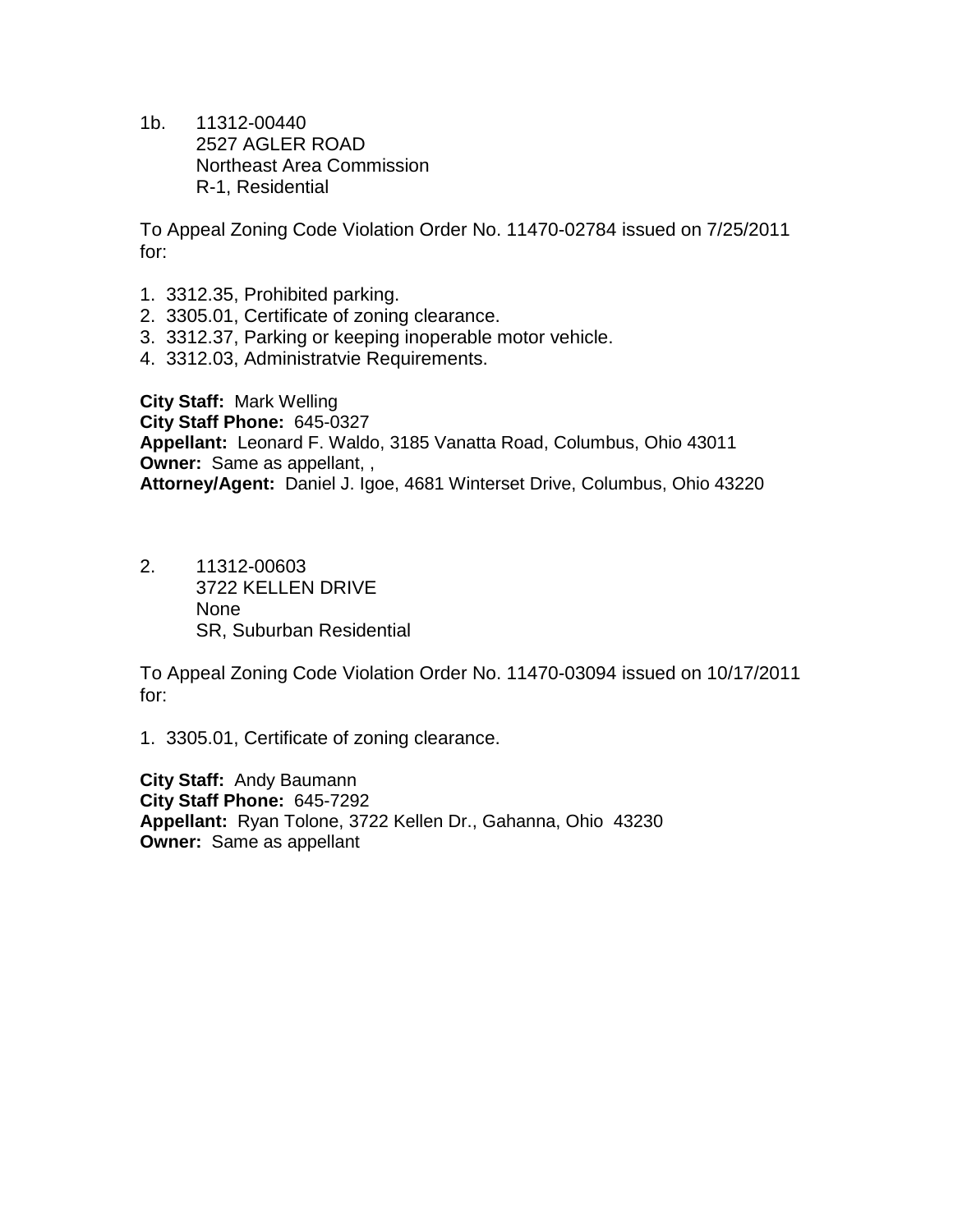1b. 11312-00440
2527 AGLER ROAD
Northeast Area Commission
R-1, Residential

To Appeal Zoning Code Violation Order No. 11470-02784 issued on 7/25/2011 for:

1. 3312.35, Prohibited parking.
2. 3305.01, Certificate of zoning clearance.
3. 3312.37, Parking or keeping inoperable motor vehicle.
4. 3312.03, Administratvie Requirements.

**City Staff:** Mark Welling
**City Staff Phone:** 645-0327
**Appellant:** Leonard F. Waldo, 3185 Vanatta Road, Columbus, Ohio 43011
**Owner:** Same as appellant, ,
**Attorney/Agent:** Daniel J. Igoe, 4681 Winterset Drive, Columbus, Ohio 43220

2. 11312-00603
3722 KELLEN DRIVE
None
SR, Suburban Residential

To Appeal Zoning Code Violation Order No. 11470-03094 issued on 10/17/2011 for:

1. 3305.01, Certificate of zoning clearance.

**City Staff:** Andy Baumann
**City Staff Phone:** 645-7292
**Appellant:** Ryan Tolone, 3722 Kellen Dr., Gahanna, Ohio 43230
**Owner:** Same as appellant